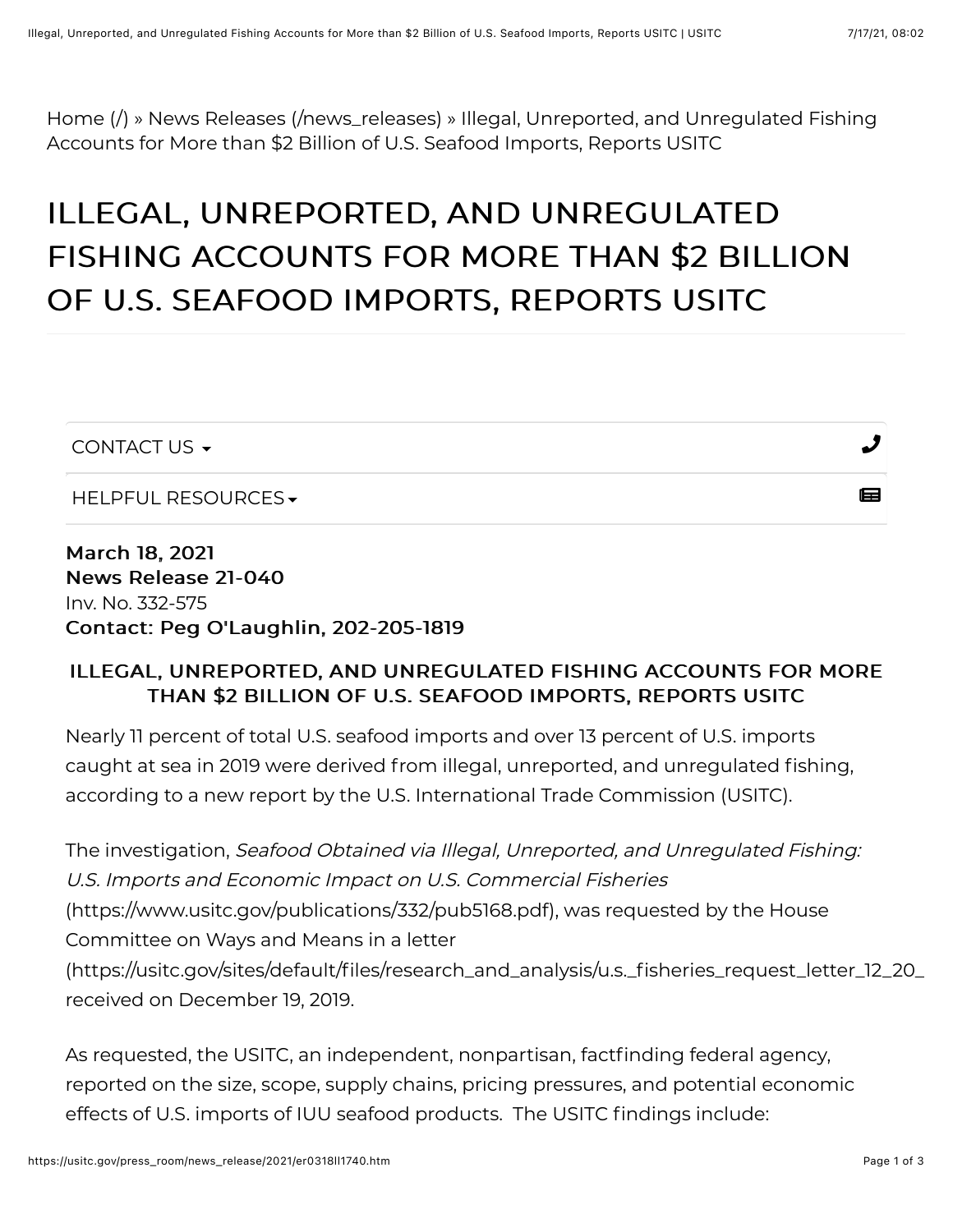Home (/) » News Releases (/news_releases) » Illegal, Unreported, and Unregulated Fishing Accounts for More than $2 Billion of U.S. Seafood Imports, Reports USITC

# ILLEGAL, UNREPORTED, AND UNREGULATED FISHING ACCOUNTS FOR MORE THAN $2 BILLION OF U.S. SEAFOOD IMPORTS, REPORTS USITC

CONTACT US

HELPFUL RESOURCES

**March 18, 2021**
**News Release 21-040**
Inv. No. 332-575
**Contact: Peg O'Laughlin, 202-205-1819**

### ILLEGAL, UNREPORTED, AND UNREGULATED FISHING ACCOUNTS FOR MORE THAN $2 BILLION OF U.S. SEAFOOD IMPORTS, REPORTS USITC

Nearly 11 percent of total U.S. seafood imports and over 13 percent of U.S. imports caught at sea in 2019 were derived from illegal, unreported, and unregulated fishing, according to a new report by the U.S. International Trade Commission (USITC).

The investigation, *Seafood Obtained via Illegal, Unreported, and Unregulated Fishing: U.S. Imports and Economic Impact on U.S. Commercial Fisheries* (https://www.usitc.gov/publications/332/pub5168.pdf), was requested by the House Committee on Ways and Means in a letter (https://usitc.gov/sites/default/files/research_and_analysis/u.s._fisheries_request_letter_12_20_ received on December 19, 2019.

As requested, the USITC, an independent, nonpartisan, factfinding federal agency, reported on the size, scope, supply chains, pricing pressures, and potential economic effects of U.S. imports of IUU seafood products. The USITC findings include: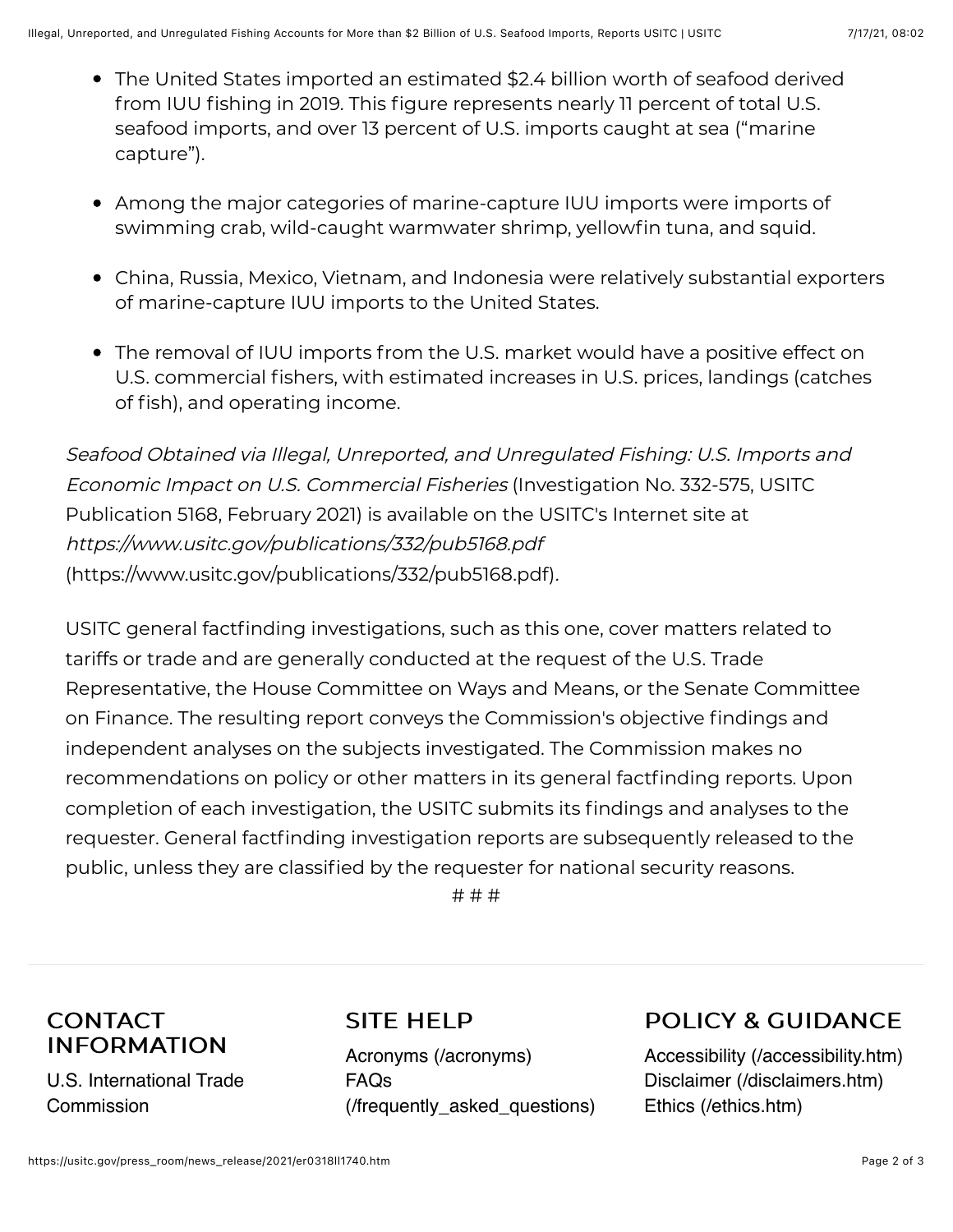- The United States imported an estimated $2.4 billion worth of seafood derived from IUU fishing in 2019. This figure represents nearly 11 percent of total U.S. seafood imports, and over 13 percent of U.S. imports caught at sea ("marine capture").

- Among the major categories of marine-capture IUU imports were imports of swimming crab, wild-caught warmwater shrimp, yellowfin tuna, and squid.

- China, Russia, Mexico, Vietnam, and Indonesia were relatively substantial exporters of marine-capture IUU imports to the United States.

- The removal of IUU imports from the U.S. market would have a positive effect on U.S. commercial fishers, with estimated increases in U.S. prices, landings (catches of fish), and operating income.

*Seafood Obtained via Illegal, Unreported, and Unregulated Fishing: U.S. Imports and Economic Impact on U.S. Commercial Fisheries* (Investigation No. 332-575, USITC Publication 5168, February 2021) is available on the USITC's Internet site at *https://www.usitc.gov/publications/332/pub5168.pdf* (https://www.usitc.gov/publications/332/pub5168.pdf).

USITC general factfinding investigations, such as this one, cover matters related to tariffs or trade and are generally conducted at the request of the U.S. Trade Representative, the House Committee on Ways and Means, or the Senate Committee on Finance. The resulting report conveys the Commission's objective findings and independent analyses on the subjects investigated. The Commission makes no recommendations on policy or other matters in its general factfinding reports. Upon completion of each investigation, the USITC submits its findings and analyses to the requester. General factfinding investigation reports are subsequently released to the public, unless they are classified by the requester for national security reasons.

# # #

## CONTACT INFORMATION

U.S. International Trade Commission

## SITE HELP

Acronyms (/acronyms)
FAQs (/frequently_asked_questions)

## POLICY & GUIDANCE

Accessibility (/accessibility.htm)
Disclaimer (/disclaimers.htm)
Ethics (/ethics.htm)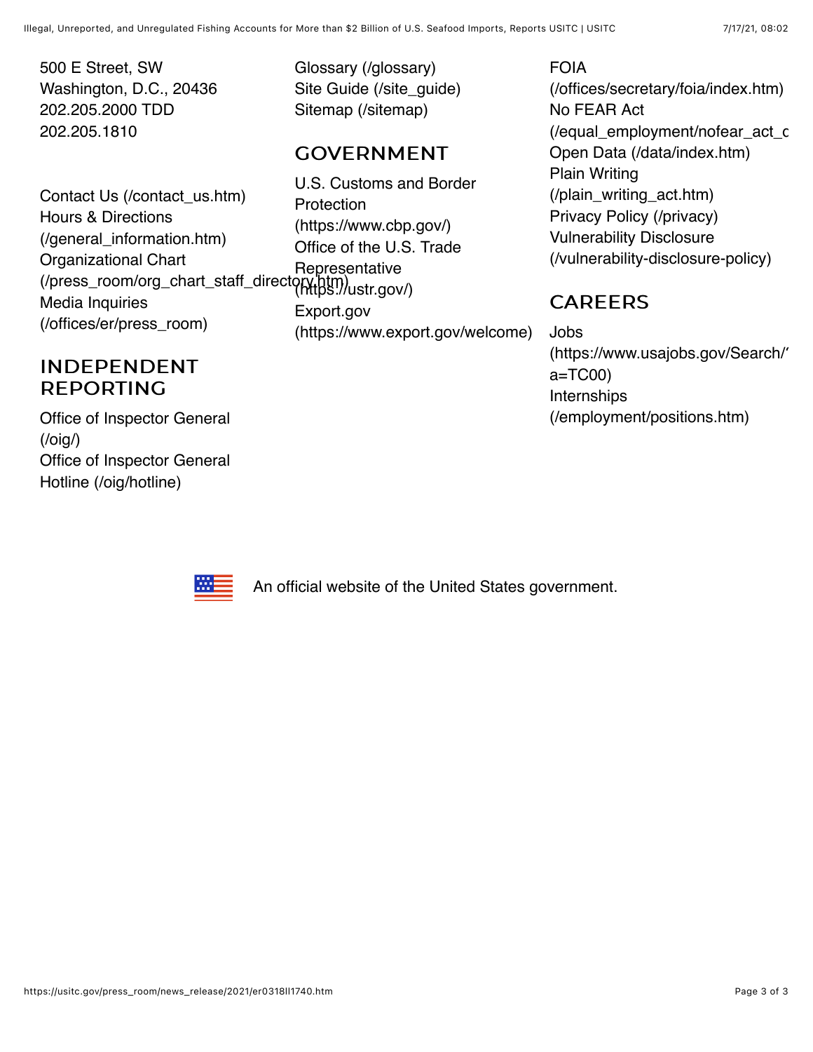500 E Street, SW
Washington, D.C., 20436
202.205.2000 TDD
202.205.1810

Contact Us (/contact_us.htm)
Hours & Directions (/general_information.htm)
Organizational Chart (/press_room/org_chart_staff_directory.htm)
Media Inquiries (/offices/er/press_room)

## INDEPENDENT REPORTING

Office of Inspector General (/oig/)
Office of Inspector General Hotline (/oig/hotline)

Glossary (/glossary)
Site Guide (/site_guide)
Sitemap (/sitemap)

## GOVERNMENT

U.S. Customs and Border Protection (https://www.cbp.gov/)
Office of the U.S. Trade Representative (https://ustr.gov/)
Export.gov (https://www.export.gov/welcome)

FOIA (/offices/secretary/foia/index.htm)
No FEAR Act (/equal_employment/nofear_act_c
Open Data (/data/index.htm)
Plain Writing (/plain_writing_act.htm)
Privacy Policy (/privacy)
Vulnerability Disclosure (/vulnerability-disclosure-policy)

## CAREERS

Jobs (https://www.usajobs.gov/Search/' a=TC00)
Internships (/employment/positions.htm)

An official website of the United States government.